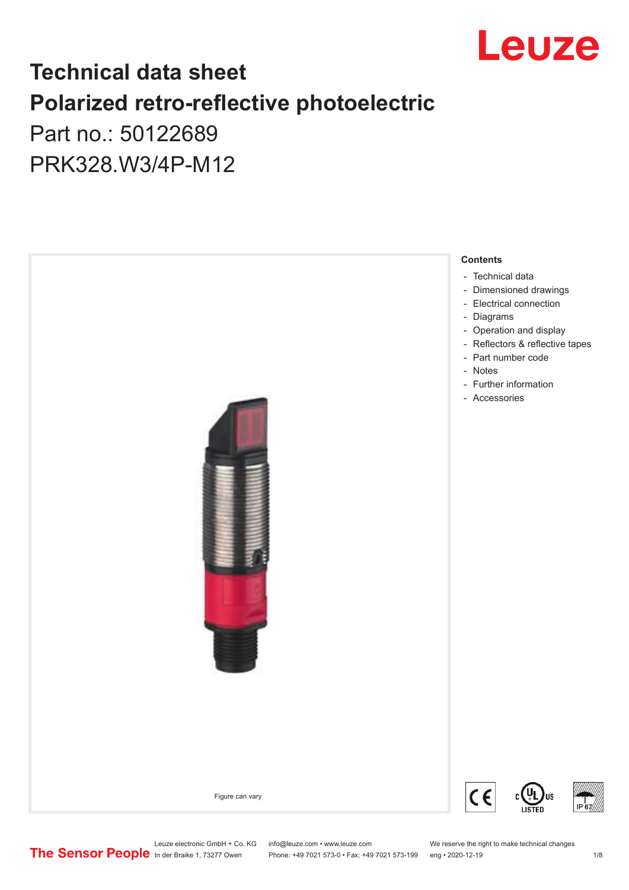Leuze

# Technical data sheet

# Polarized retro-reflective photoelectric

Part no.: 50122689

PRK328.W3/4P-M12

Figure can vary

**Contents**

- Technical data
- Dimensioned drawings
- Electrical connection
- Diagrams
- Operation and display
- Reflectors & reflective tapes
- Part number code
- Notes
- Further information
- Accessories

The Sensor People

Leuze electronic GmbH + Co. KG
In der Braike 1, 73277 Owen

info@leuze.com • www.leuze.com
Phone: +49 7021 573-0 • Fax: +49 7021 573-199

We reserve the right to make technical changes
eng • 2020-12-19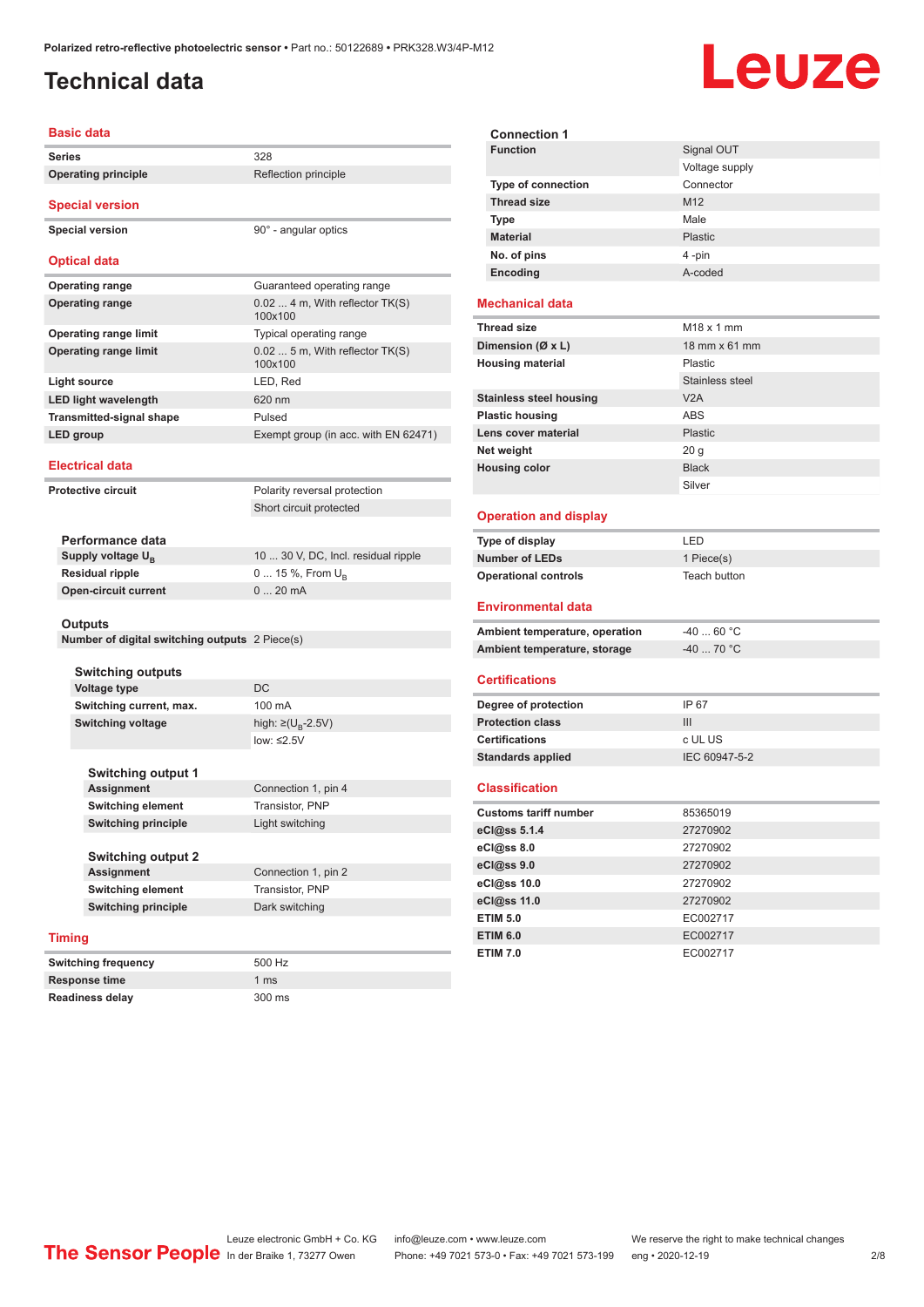# Technical data

## Basic data

| | |
|---|---|
| **Series** | 328 |
| **Operating principle** | Reflection principle |

## Special version

| | |
|---|---|
| **Special version** | 90° - angular optics |

## Optical data

| | |
|---|---|
| **Operating range** | Guaranteed operating range |
| **Operating range** | 0.02 ... 4 m, With reflector TK(S) 100x100 |
| **Operating range limit** | Typical operating range |
| **Operating range limit** | 0.02 ... 5 m, With reflector TK(S) 100x100 |
| **Light source** | LED, Red |
| **LED light wavelength** | 620 nm |
| **Transmitted-signal shape** | Pulsed |
| **LED group** | Exempt group (in acc. with EN 62471) |

## Electrical data

| | |
|---|---|
| **Protective circuit** | Polarity reversal protection |
| | Short circuit protected |

### Performance data

| | |
|---|---|
| **Supply voltage $U_B$** | 10 ... 30 V, DC, Incl. residual ripple |
| **Residual ripple** | 0 ... 15 %, From $U_B$ |
| **Open-circuit current** | 0 ... 20 mA |

### Outputs

| | |
|---|---|
| **Number of digital switching outputs** | 2 Piece(s) |

### Switching outputs

| | |
|---|---|
| **Voltage type** | DC |
| **Switching current, max.** | 100 mA |
| **Switching voltage** | high: ≥($U_B$-2.5V) |
| | low: ≤2.5V |

### Switching output 1

| | |
|---|---|
| **Assignment** | Connection 1, pin 4 |
| **Switching element** | Transistor, PNP |
| **Switching principle** | Light switching |

### Switching output 2

| | |
|---|---|
| **Assignment** | Connection 1, pin 2 |
| **Switching element** | Transistor, PNP |
| **Switching principle** | Dark switching |

## Timing

| | |
|---|---|
| **Switching frequency** | 500 Hz |
| **Response time** | 1 ms |
| **Readiness delay** | 300 ms |

### Connection 1

| | |
|---|---|
| **Function** | Signal OUT |
| | Voltage supply |
| **Type of connection** | Connector |
| **Thread size** | M12 |
| **Type** | Male |
| **Material** | Plastic |
| **No. of pins** | 4 -pin |
| **Encoding** | A-coded |

## Mechanical data

| | |
|---|---|
| **Thread size** | M18 x 1 mm |
| **Dimension (Ø x L)** | 18 mm x 61 mm |
| **Housing material** | Plastic |
| | Stainless steel |
| **Stainless steel housing** | V2A |
| **Plastic housing** | ABS |
| **Lens cover material** | Plastic |
| **Net weight** | 20 g |
| **Housing color** | Black |
| | Silver |

## Operation and display

| | |
|---|---|
| **Type of display** | LED |
| **Number of LEDs** | 1 Piece(s) |
| **Operational controls** | Teach button |

## Environmental data

| | |
|---|---|
| **Ambient temperature, operation** | -40 ... 60 °C |
| **Ambient temperature, storage** | -40 ... 70 °C |

## Certifications

| | |
|---|---|
| **Degree of protection** | IP 67 |
| **Protection class** | III |
| **Certifications** | c UL US |
| **Standards applied** | IEC 60947-5-2 |

## Classification

| | |
|---|---|
| **Customs tariff number** | 85365019 |
| **eCl@ss 5.1.4** | 27270902 |
| **eCl@ss 8.0** | 27270902 |
| **eCl@ss 9.0** | 27270902 |
| **eCl@ss 10.0** | 27270902 |
| **eCl@ss 11.0** | 27270902 |
| **ETIM 5.0** | EC002717 |
| **ETIM 6.0** | EC002717 |
| **ETIM 7.0** | EC002717 |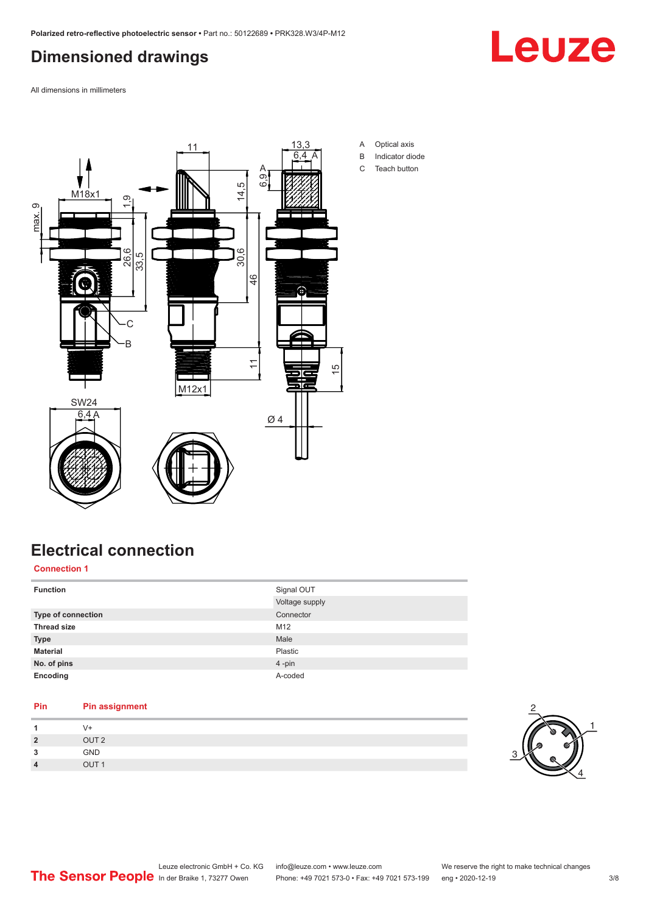## Dimensioned drawings

All dimensions in millimeters

A Optical axis
B Indicator diode
C Teach button

## Electrical connection

**Connection 1**

| | |
|---|---|
| **Function** | Signal OUT<br>Voltage supply |
| **Type of connection** | Connector |
| **Thread size** | M12 |
| **Type** | Male |
| **Material** | Plastic |
| **No. of pins** | 4 -pin |
| **Encoding** | A-coded |

| Pin | Pin assignment |
|---|---|
| 1 | V+ |
| 2 | OUT 2 |
| 3 | GND |
| 4 | OUT 1 |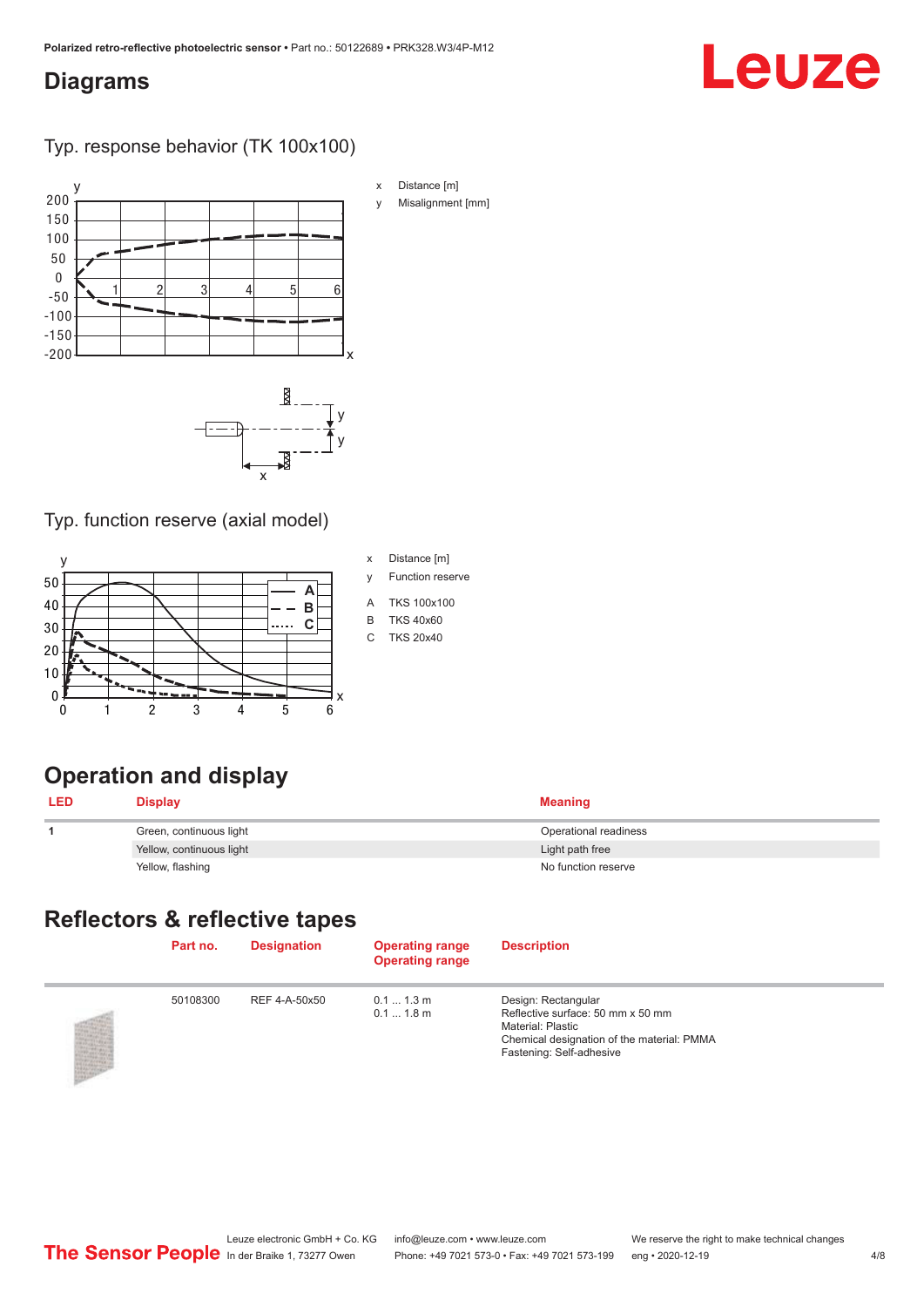# Diagrams

## Typ. response behavior (TK 100x100)

x Distance [m]

y Misalignment [mm]

## Typ. function reserve (axial model)

x Distance [m]

y Function reserve

A TKS 100x100

B TKS 40x60

C TKS 20x40

# Operation and display

| LED | Display | Meaning |
|---|---|---|
| 1 | Green, continuous light | Operational readiness |
| | Yellow, continuous light | Light path free |
| | Yellow, flashing | No function reserve |

# Reflectors & reflective tapes

| | Part no. | Designation | Operating range Operating range | Description |
|---|---|---|---|---|
| | 50108300 | REF 4-A-50x50 | 0.1 ... 1.3 m<br>0.1 ... 1.8 m | Design: Rectangular<br>Reflective surface: 50 mm x 50 mm<br>Material: Plastic<br>Chemical designation of the material: PMMA<br>Fastening: Self-adhesive |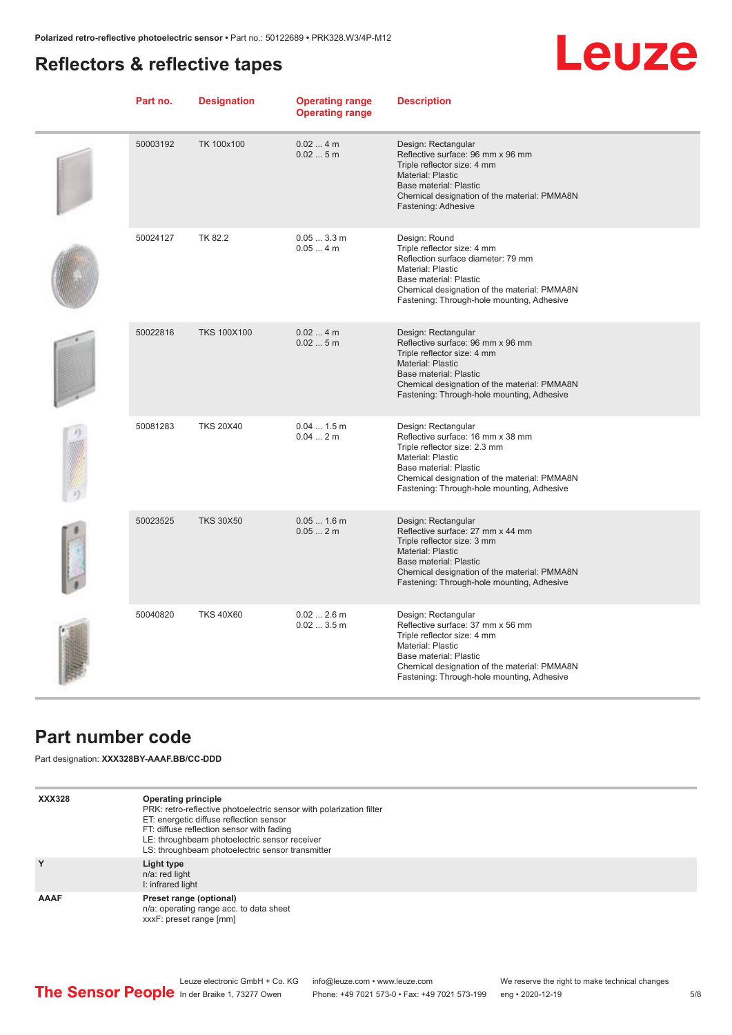## Reflectors & reflective tapes

| Part no. | Designation | Operating range<br>Operating range | Description |
|---|---|---|---|
| 50003192 | TK 100x100 | 0.02 ... 4 m<br>0.02 ... 5 m | Design: Rectangular<br>Reflective surface: 96 mm x 96 mm<br>Triple reflector size: 4 mm<br>Material: Plastic<br>Base material: Plastic<br>Chemical designation of the material: PMMA8N<br>Fastening: Adhesive |
| 50024127 | TK 82.2 | 0.05 ... 3.3 m<br>0.05 ... 4 m | Design: Round<br>Triple reflector size: 4 mm<br>Reflection surface diameter: 79 mm<br>Material: Plastic<br>Base material: Plastic<br>Chemical designation of the material: PMMA8N<br>Fastening: Through-hole mounting, Adhesive |
| 50022816 | TKS 100X100 | 0.02 ... 4 m<br>0.02 ... 5 m | Design: Rectangular<br>Reflective surface: 96 mm x 96 mm<br>Triple reflector size: 4 mm<br>Material: Plastic<br>Base material: Plastic<br>Chemical designation of the material: PMMA8N<br>Fastening: Through-hole mounting, Adhesive |
| 50081283 | TKS 20X40 | 0.04 ... 1.5 m<br>0.04 ... 2 m | Design: Rectangular<br>Reflective surface: 16 mm x 38 mm<br>Triple reflector size: 2.3 mm<br>Material: Plastic<br>Base material: Plastic<br>Chemical designation of the material: PMMA8N<br>Fastening: Through-hole mounting, Adhesive |
| 50023525 | TKS 30X50 | 0.05 ... 1.6 m<br>0.05 ... 2 m | Design: Rectangular<br>Reflective surface: 27 mm x 44 mm<br>Triple reflector size: 3 mm<br>Material: Plastic<br>Base material: Plastic<br>Chemical designation of the material: PMMA8N<br>Fastening: Through-hole mounting, Adhesive |
| 50040820 | TKS 40X60 | 0.02 ... 2.6 m<br>0.02 ... 3.5 m | Design: Rectangular<br>Reflective surface: 37 mm x 56 mm<br>Triple reflector size: 4 mm<br>Material: Plastic<br>Base material: Plastic<br>Chemical designation of the material: PMMA8N<br>Fastening: Through-hole mounting, Adhesive |

## Part number code

Part designation: **XXX328BY-AAAF.BB/CC-DDD**

| | |
|---|---|
| **XXX328** | **Operating principle**<br>PRK: retro-reflective photoelectric sensor with polarization filter<br>ET: energetic diffuse reflection sensor<br>FT: diffuse reflection sensor with fading<br>LE: throughbeam photoelectric sensor receiver<br>LS: throughbeam photoelectric sensor transmitter |
| **Y** | **Light type**<br>n/a: red light<br>I: infrared light |
| **AAAF** | **Preset range (optional)**<br>n/a: operating range acc. to data sheet<br>xxxF: preset range [mm] |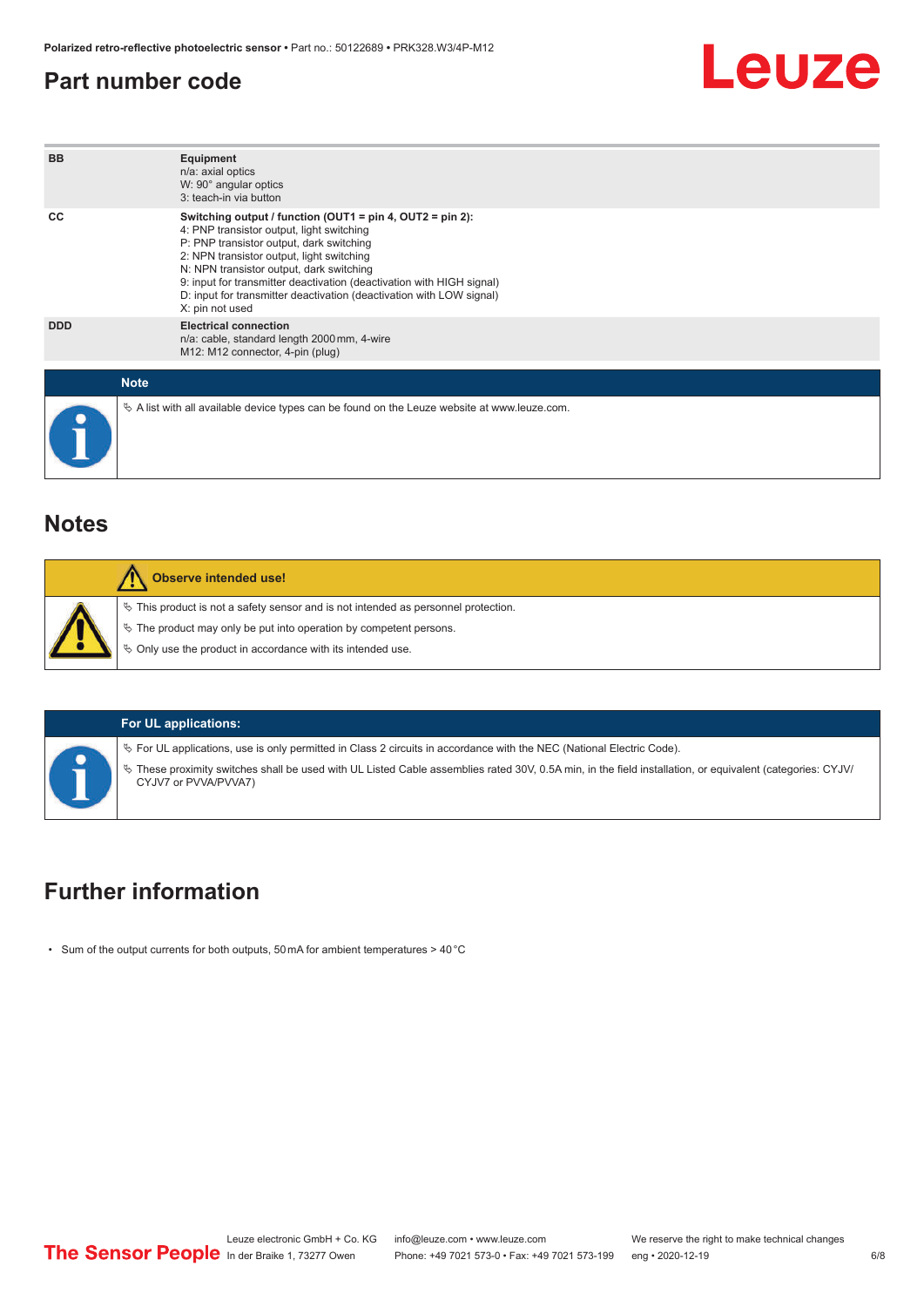## Part number code

| | |
|---|---|
| BB | **Equipment**<br>n/a: axial optics<br>W: 90° angular optics<br>3: teach-in via button |
| CC | **Switching output / function (OUT1 = pin 4, OUT2 = pin 2):**<br>4: PNP transistor output, light switching<br>P: PNP transistor output, dark switching<br>2: NPN transistor output, light switching<br>N: NPN transistor output, dark switching<br>9: input for transmitter deactivation (deactivation with HIGH signal)<br>D: input for transmitter deactivation (deactivation with LOW signal)<br>X: pin not used |
| DDD | **Electrical connection**<br>n/a: cable, standard length 2000 mm, 4-wire<br>M12: M12 connector, 4-pin (plug) |

**Note**

- A list with all available device types can be found on the Leuze website at www.leuze.com.

## Notes

**Observe intended use!**

- This product is not a safety sensor and is not intended as personnel protection.
- The product may only be put into operation by competent persons.
- Only use the product in accordance with its intended use.

**For UL applications:**

- For UL applications, use is only permitted in Class 2 circuits in accordance with the NEC (National Electric Code).
- These proximity switches shall be used with UL Listed Cable assemblies rated 30V, 0.5A min, in the field installation, or equivalent (categories: CYJV/CYJV7 or PVVA/PVVA7)

## Further information

- Sum of the output currents for both outputs, 50 mA for ambient temperatures > 40 °C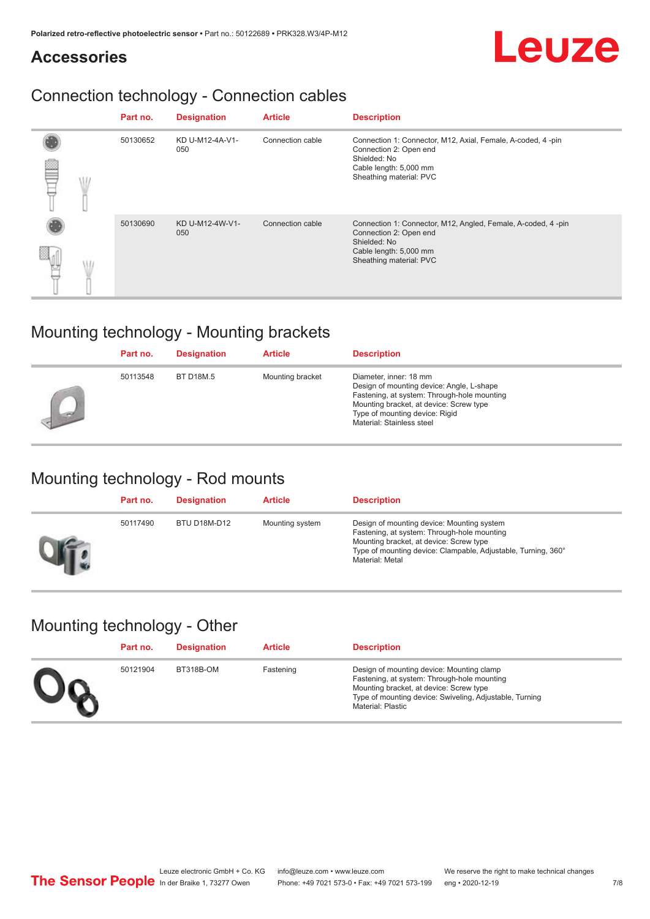## Accessories

### Connection technology - Connection cables

| Part no. | Designation | Article | Description |
|---|---|---|---|
| 50130652 | KD U-M12-4A-V1-050 | Connection cable | Connection 1: Connector, M12, Axial, Female, A-coded, 4 -pin<br>Connection 2: Open end<br>Shielded: No<br>Cable length: 5,000 mm<br>Sheathing material: PVC |
| 50130690 | KD U-M12-4W-V1-050 | Connection cable | Connection 1: Connector, M12, Angled, Female, A-coded, 4 -pin<br>Connection 2: Open end<br>Shielded: No<br>Cable length: 5,000 mm<br>Sheathing material: PVC |

### Mounting technology - Mounting brackets

| Part no. | Designation | Article | Description |
|---|---|---|---|
| 50113548 | BT D18M.5 | Mounting bracket | Diameter, inner: 18 mm<br>Design of mounting device: Angle, L-shape<br>Fastening, at system: Through-hole mounting<br>Mounting bracket, at device: Screw type<br>Type of mounting device: Rigid<br>Material: Stainless steel |

### Mounting technology - Rod mounts

| Part no. | Designation | Article | Description |
|---|---|---|---|
| 50117490 | BTU D18M-D12 | Mounting system | Design of mounting device: Mounting system<br>Fastening, at system: Through-hole mounting<br>Mounting bracket, at device: Screw type<br>Type of mounting device: Clampable, Adjustable, Turning, 360°<br>Material: Metal |

### Mounting technology - Other

| Part no. | Designation | Article | Description |
|---|---|---|---|
| 50121904 | BT318B-OM | Fastening | Design of mounting device: Mounting clamp<br>Fastening, at system: Through-hole mounting<br>Mounting bracket, at device: Screw type<br>Type of mounting device: Swiveling, Adjustable, Turning<br>Material: Plastic |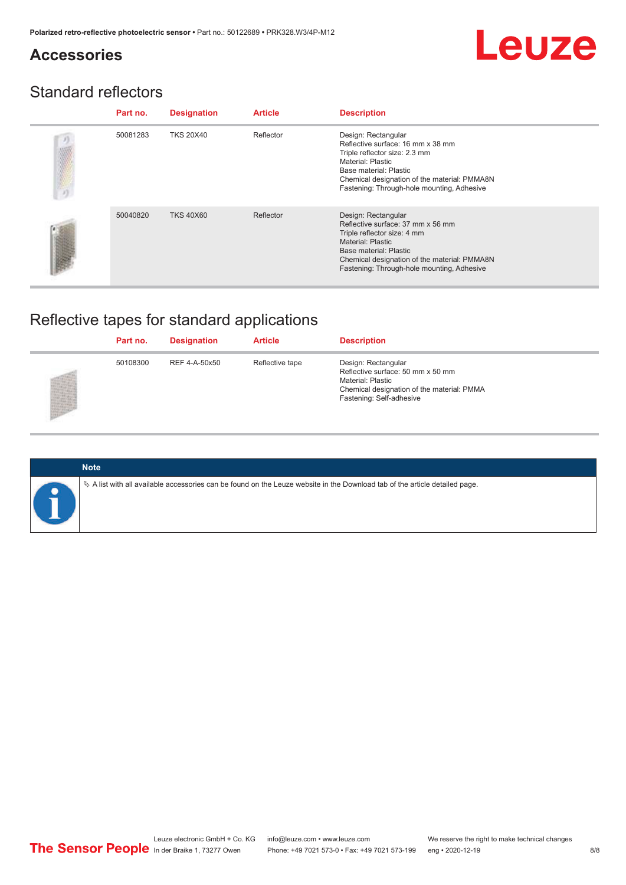## Accessories

### Standard reflectors

| | Part no. | Designation | Article | Description |
|---|---|---|---|---|
| | 50081283 | TKS 20X40 | Reflector | Design: Rectangular<br>Reflective surface: 16 mm x 38 mm<br>Triple reflector size: 2.3 mm<br>Material: Plastic<br>Base material: Plastic<br>Chemical designation of the material: PMMA8N<br>Fastening: Through-hole mounting, Adhesive |
| | 50040820 | TKS 40X60 | Reflector | Design: Rectangular<br>Reflective surface: 37 mm x 56 mm<br>Triple reflector size: 4 mm<br>Material: Plastic<br>Base material: Plastic<br>Chemical designation of the material: PMMA8N<br>Fastening: Through-hole mounting, Adhesive |

### Reflective tapes for standard applications

| | Part no. | Designation | Article | Description |
|---|---|---|---|---|
| | 50108300 | REF 4-A-50x50 | Reflective tape | Design: Rectangular<br>Reflective surface: 50 mm x 50 mm<br>Material: Plastic<br>Chemical designation of the material: PMMA<br>Fastening: Self-adhesive |

**Note**

↬ A list with all available accessories can be found on the Leuze website in the Download tab of the article detailed page.